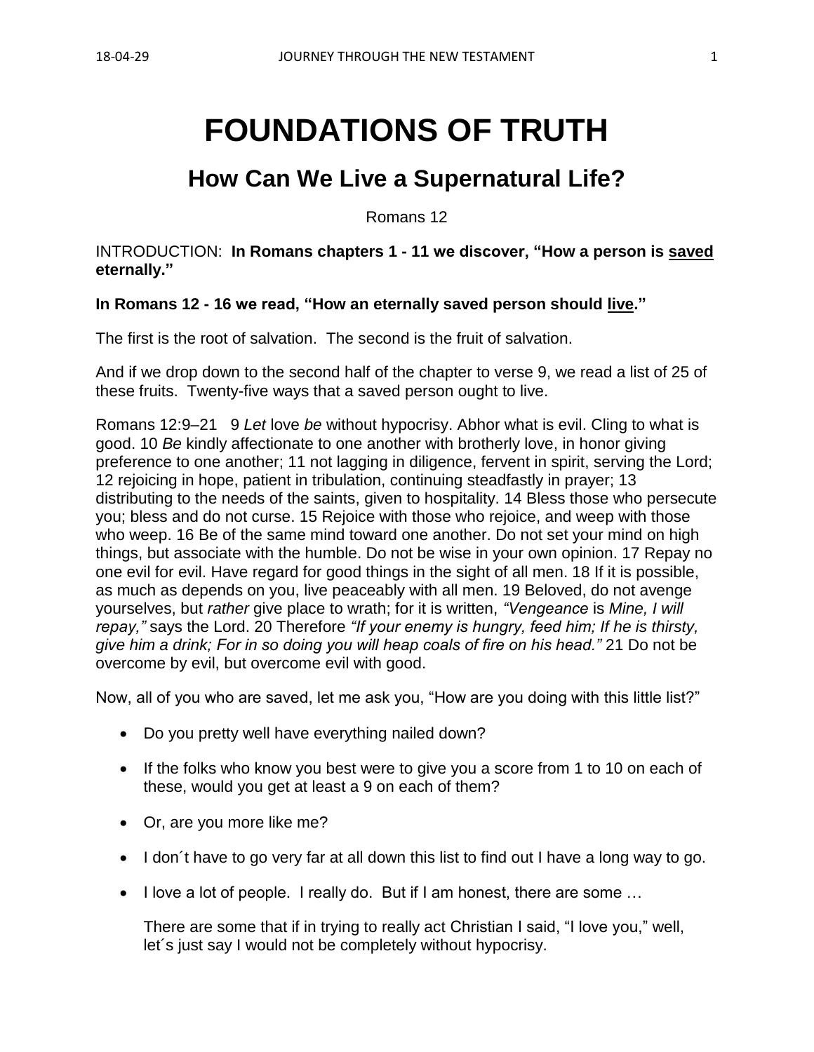# FOUNDATIONS OF TRUTH

## How Can We Live a Supernatural Life?

Romans 12

INTRODUCTION: **In Romans chapters 1 - 11 we discover, "How a person is saved eternally."**

**In Romans 12 - 16 we read, "How an eternally saved person should live."**

The first is the root of salvation. The second is the fruit of salvation.

And if we drop down to the second half of the chapter to verse 9, we read a list of 25 of these fruits. Twenty-five ways that a saved person ought to live.

Romans 12:9–21 9 *Let* love *be* without hypocrisy. Abhor what is evil. Cling to what is good. 10 *Be* kindly affectionate to one another with brotherly love, in honor giving preference to one another; 11 not lagging in diligence, fervent in spirit, serving the Lord; 12 rejoicing in hope, patient in tribulation, continuing steadfastly in prayer; 13 distributing to the needs of the saints, given to hospitality. 14 Bless those who persecute you; bless and do not curse. 15 Rejoice with those who rejoice, and weep with those who weep. 16 Be of the same mind toward one another. Do not set your mind on high things, but associate with the humble. Do not be wise in your own opinion. 17 Repay no one evil for evil. Have regard for good things in the sight of all men. 18 If it is possible, as much as depends on you, live peaceably with all men. 19 Beloved, do not avenge yourselves, but *rather* give place to wrath; for it is written, *"Vengeance* is *Mine, I will repay,"* says the Lord. 20 Therefore *"If your enemy is hungry, feed him; If he is thirsty, give him a drink; For in so doing you will heap coals of fire on his head."* 21 Do not be overcome by evil, but overcome evil with good.

Now, all of you who are saved, let me ask you, "How are you doing with this little list?"

- Do you pretty well have everything nailed down?
- If the folks who know you best were to give you a score from 1 to 10 on each of these, would you get at least a 9 on each of them?
- Or, are you more like me?
- I don´t have to go very far at all down this list to find out I have a long way to go.
- I love a lot of people. I really do. But if I am honest, there are some …

  There are some that if in trying to really act Christian I said, "I love you," well, let´s just say I would not be completely without hypocrisy.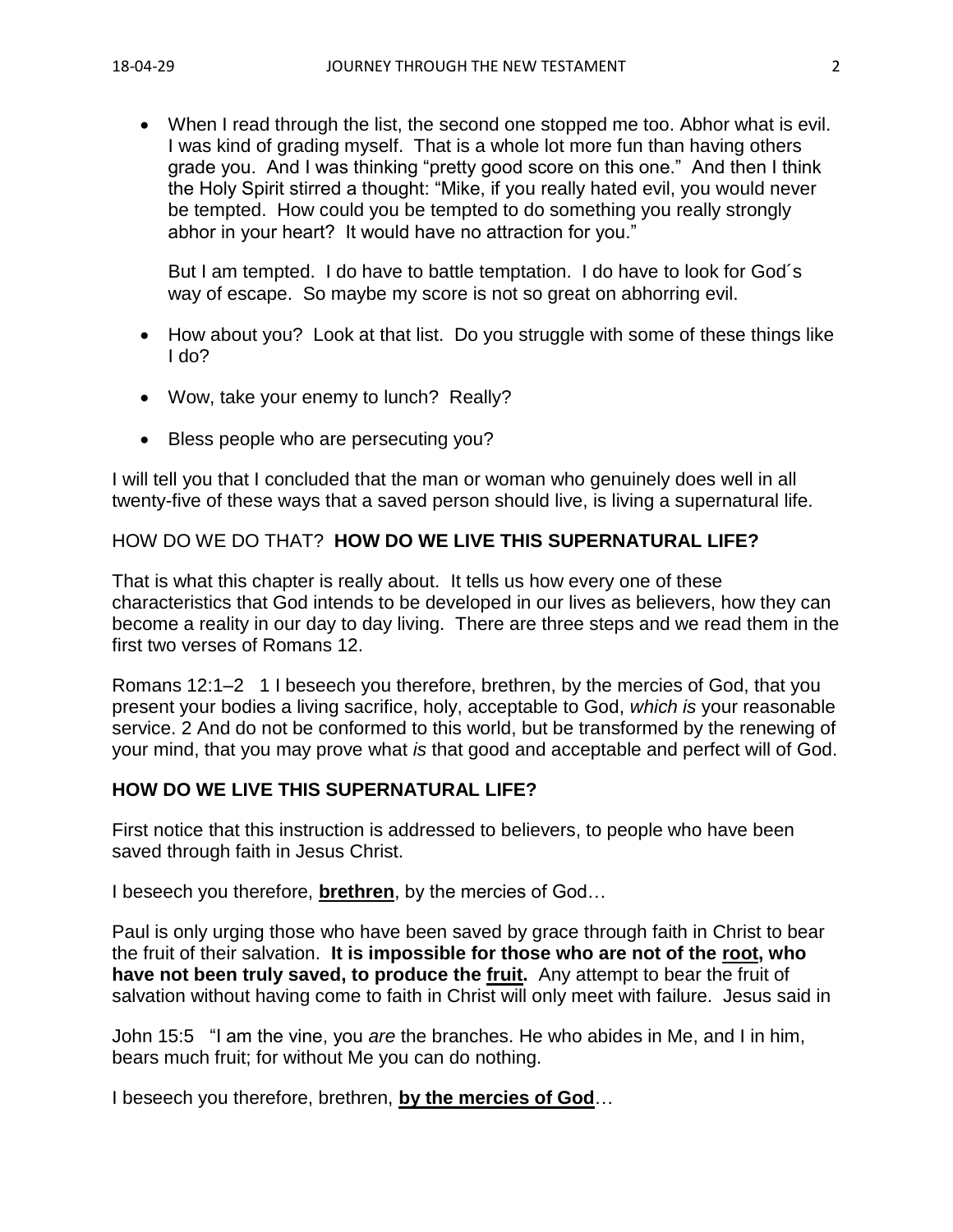- When I read through the list, the second one stopped me too. Abhor what is evil. I was kind of grading myself. That is a whole lot more fun than having others grade you. And I was thinking "pretty good score on this one." And then I think the Holy Spirit stirred a thought: "Mike, if you really hated evil, you would never be tempted. How could you be tempted to do something you really strongly abhor in your heart? It would have no attraction for you."

  But I am tempted. I do have to battle temptation. I do have to look for God´s way of escape. So maybe my score is not so great on abhorring evil.

- How about you? Look at that list. Do you struggle with some of these things like I do?
- Wow, take your enemy to lunch? Really?
- Bless people who are persecuting you?

I will tell you that I concluded that the man or woman who genuinely does well in all twenty-five of these ways that a saved person should live, is living a supernatural life.

HOW DO WE DO THAT? **HOW DO WE LIVE THIS SUPERNATURAL LIFE?**

That is what this chapter is really about. It tells us how every one of these characteristics that God intends to be developed in our lives as believers, how they can become a reality in our day to day living. There are three steps and we read them in the first two verses of Romans 12.

Romans 12:1–2 1 I beseech you therefore, brethren, by the mercies of God, that you present your bodies a living sacrifice, holy, acceptable to God, *which is* your reasonable service. 2 And do not be conformed to this world, but be transformed by the renewing of your mind, that you may prove what *is* that good and acceptable and perfect will of God.

**HOW DO WE LIVE THIS SUPERNATURAL LIFE?**

First notice that this instruction is addressed to believers, to people who have been saved through faith in Jesus Christ.

I beseech you therefore, **brethren**, by the mercies of God…

Paul is only urging those who have been saved by grace through faith in Christ to bear the fruit of their salvation. **It is impossible for those who are not of the root, who have not been truly saved, to produce the fruit.** Any attempt to bear the fruit of salvation without having come to faith in Christ will only meet with failure. Jesus said in

John 15:5 "I am the vine, you *are* the branches. He who abides in Me, and I in him, bears much fruit; for without Me you can do nothing.

I beseech you therefore, brethren, **by the mercies of God**…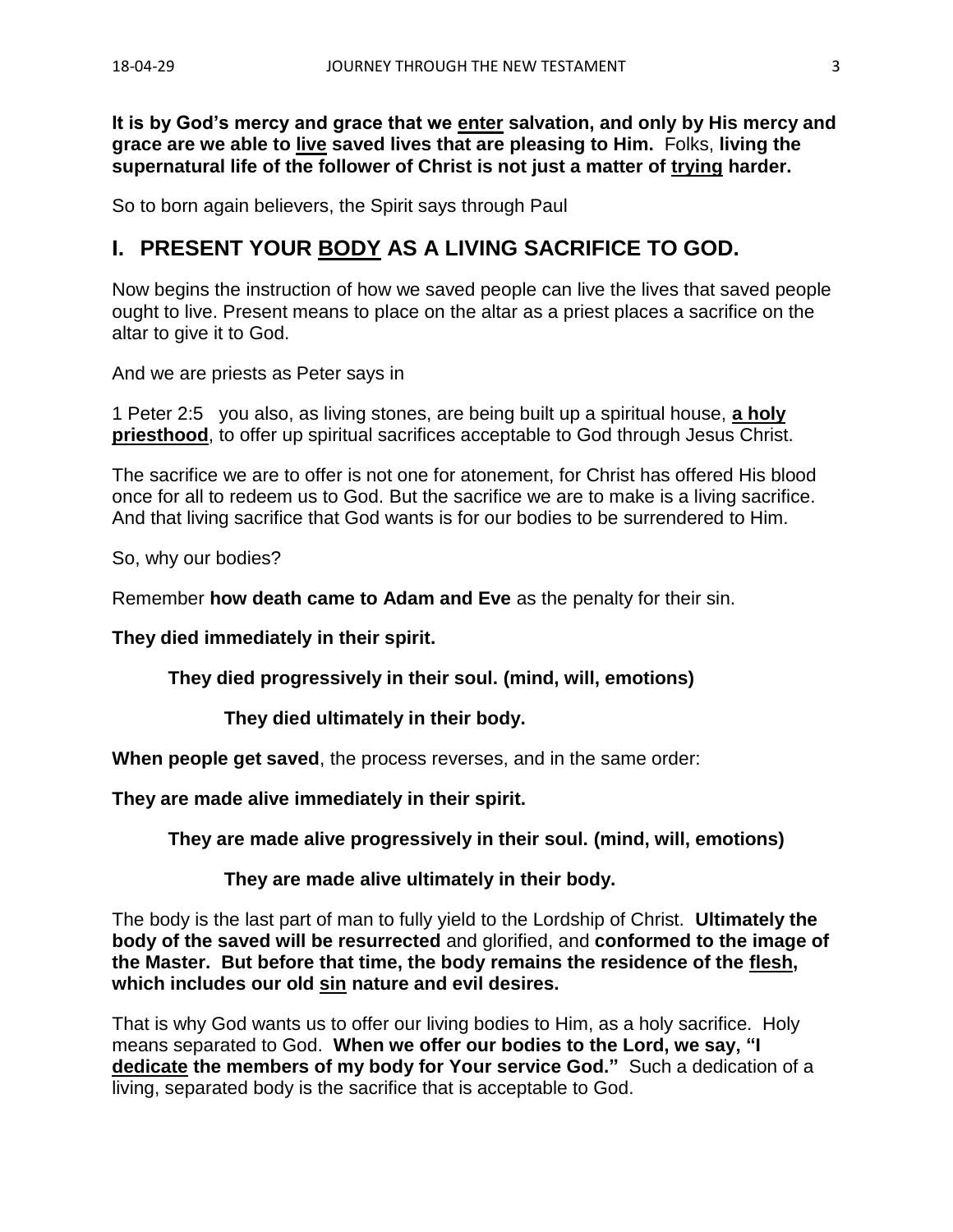**It is by God's mercy and grace that we <u>enter</u> salvation, and only by His mercy and grace are we able to <u>live</u> saved lives that are pleasing to Him.** Folks, **living the supernatural life of the follower of Christ is not just a matter of <u>trying</u> harder.**

So to born again believers, the Spirit says through Paul

## I. PRESENT YOUR <u>BODY</u> AS A LIVING SACRIFICE TO GOD.

Now begins the instruction of how we saved people can live the lives that saved people ought to live. Present means to place on the altar as a priest places a sacrifice on the altar to give it to God.

And we are priests as Peter says in

1 Peter 2:5 you also, as living stones, are being built up a spiritual house, **<u>a holy priesthood</u>**, to offer up spiritual sacrifices acceptable to God through Jesus Christ.

The sacrifice we are to offer is not one for atonement, for Christ has offered His blood once for all to redeem us to God. But the sacrifice we are to make is a living sacrifice. And that living sacrifice that God wants is for our bodies to be surrendered to Him.

So, why our bodies?

Remember **how death came to Adam and Eve** as the penalty for their sin.

**They died immediately in their spirit.**

**They died progressively in their soul. (mind, will, emotions)**

**They died ultimately in their body.**

**When people get saved**, the process reverses, and in the same order:

**They are made alive immediately in their spirit.**

**They are made alive progressively in their soul. (mind, will, emotions)**

**They are made alive ultimately in their body.**

The body is the last part of man to fully yield to the Lordship of Christ. **Ultimately the body of the saved will be resurrected** and glorified, and **conformed to the image of the Master. But before that time, the body remains the residence of the <u>flesh</u>, which includes our old <u>sin</u> nature and evil desires.**

That is why God wants us to offer our living bodies to Him, as a holy sacrifice. Holy means separated to God. **When we offer our bodies to the Lord, we say, "I <u>dedicate</u> the members of my body for Your service God."** Such a dedication of a living, separated body is the sacrifice that is acceptable to God.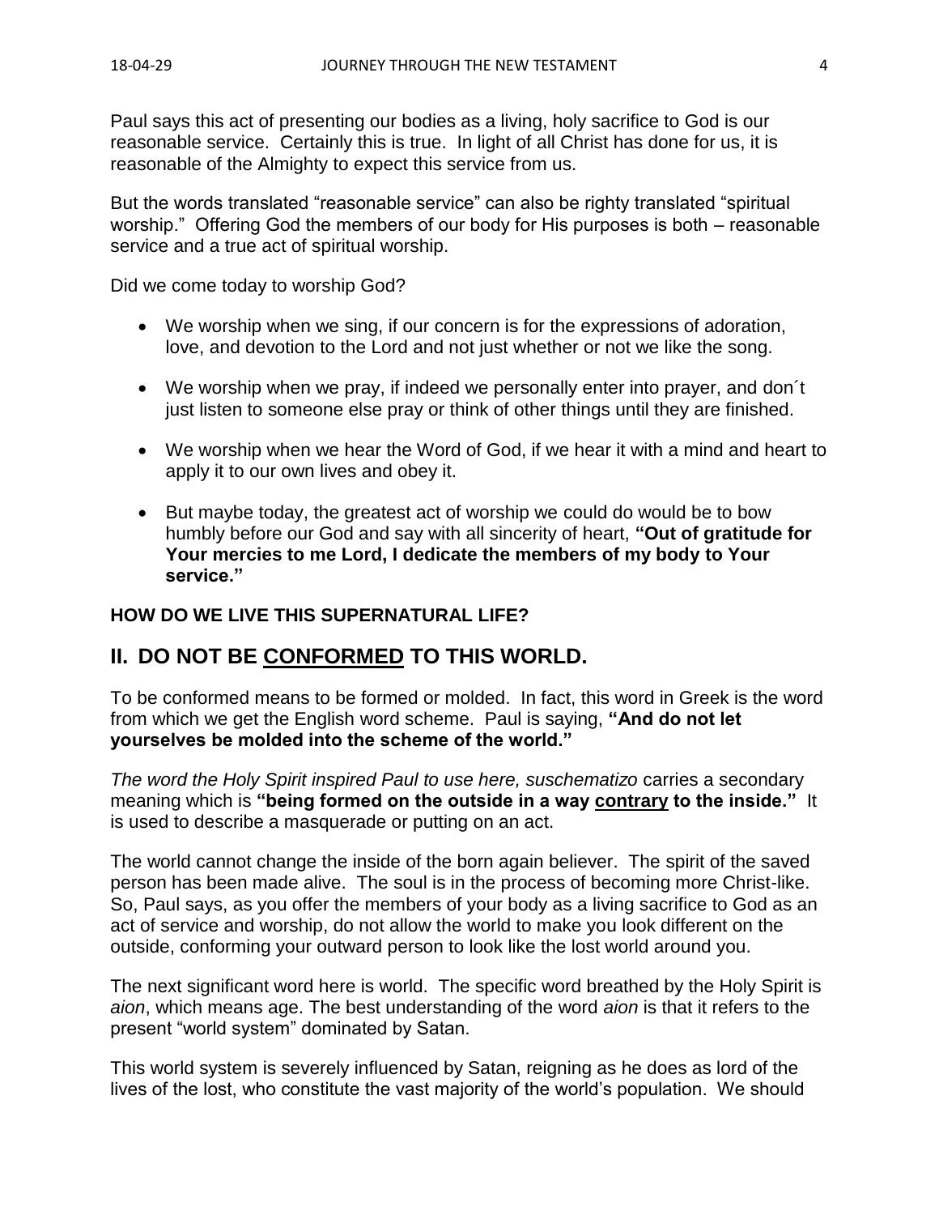Paul says this act of presenting our bodies as a living, holy sacrifice to God is our reasonable service. Certainly this is true. In light of all Christ has done for us, it is reasonable of the Almighty to expect this service from us.

But the words translated "reasonable service" can also be righty translated "spiritual worship." Offering God the members of our body for His purposes is both – reasonable service and a true act of spiritual worship.

Did we come today to worship God?

- We worship when we sing, if our concern is for the expressions of adoration, love, and devotion to the Lord and not just whether or not we like the song.
- We worship when we pray, if indeed we personally enter into prayer, and don´t just listen to someone else pray or think of other things until they are finished.
- We worship when we hear the Word of God, if we hear it with a mind and heart to apply it to our own lives and obey it.
- But maybe today, the greatest act of worship we could do would be to bow humbly before our God and say with all sincerity of heart, **"Out of gratitude for Your mercies to me Lord, I dedicate the members of my body to Your service."**

**HOW DO WE LIVE THIS SUPERNATURAL LIFE?**

## II. DO NOT BE CONFORMED TO THIS WORLD.

To be conformed means to be formed or molded. In fact, this word in Greek is the word from which we get the English word scheme. Paul is saying, **"And do not let yourselves be molded into the scheme of the world."**

*The word the Holy Spirit inspired Paul to use here, suschematizo* carries a secondary meaning which is **"being formed on the outside in a way contrary to the inside."** It is used to describe a masquerade or putting on an act.

The world cannot change the inside of the born again believer. The spirit of the saved person has been made alive. The soul is in the process of becoming more Christ-like. So, Paul says, as you offer the members of your body as a living sacrifice to God as an act of service and worship, do not allow the world to make you look different on the outside, conforming your outward person to look like the lost world around you.

The next significant word here is world. The specific word breathed by the Holy Spirit is *aion*, which means age. The best understanding of the word *aion* is that it refers to the present "world system" dominated by Satan.

This world system is severely influenced by Satan, reigning as he does as lord of the lives of the lost, who constitute the vast majority of the world's population. We should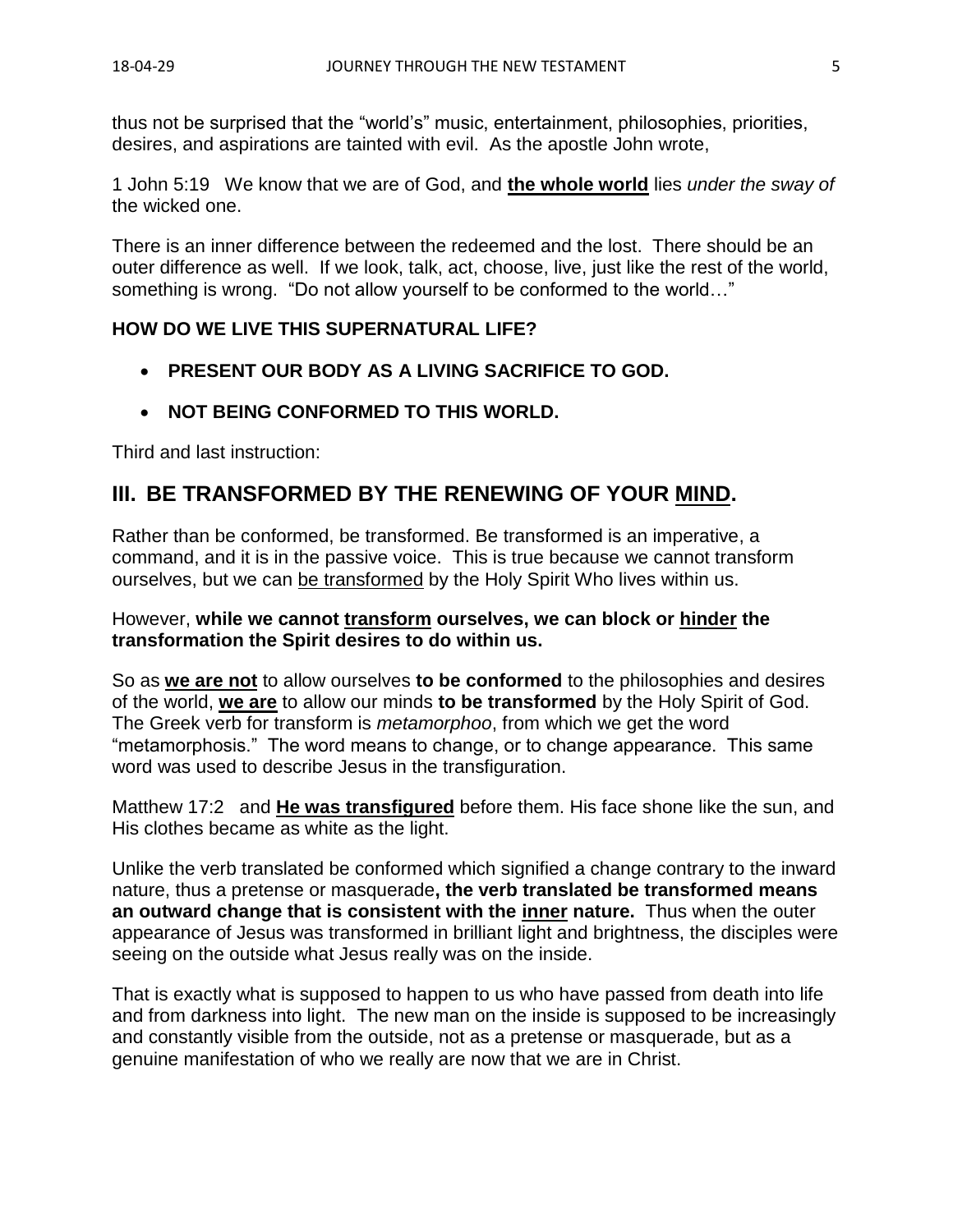thus not be surprised that the “world’s” music, entertainment, philosophies, priorities, desires, and aspirations are tainted with evil. As the apostle John wrote,

1 John 5:19 We know that we are of God, and **the whole world** lies *under the sway of* the wicked one.

There is an inner difference between the redeemed and the lost. There should be an outer difference as well. If we look, talk, act, choose, live, just like the rest of the world, something is wrong. “Do not allow yourself to be conformed to the world…”

**HOW DO WE LIVE THIS SUPERNATURAL LIFE?**

- **PRESENT OUR BODY AS A LIVING SACRIFICE TO GOD.**
- **NOT BEING CONFORMED TO THIS WORLD.**

Third and last instruction:

## III. BE TRANSFORMED BY THE RENEWING OF YOUR MIND.

Rather than be conformed, be transformed. Be transformed is an imperative, a command, and it is in the passive voice. This is true because we cannot transform ourselves, but we can be transformed by the Holy Spirit Who lives within us.

However, **while we cannot transform ourselves, we can block or hinder the transformation the Spirit desires to do within us.**

So as **we are not** to allow ourselves **to be conformed** to the philosophies and desires of the world, **we are** to allow our minds **to be transformed** by the Holy Spirit of God. The Greek verb for transform is *metamorphoo*, from which we get the word “metamorphosis.” The word means to change, or to change appearance. This same word was used to describe Jesus in the transfiguration.

Matthew 17:2 and **He was transfigured** before them. His face shone like the sun, and His clothes became as white as the light.

Unlike the verb translated be conformed which signified a change contrary to the inward nature, thus a pretense or masquerade**, the verb translated be transformed means an outward change that is consistent with the inner nature.** Thus when the outer appearance of Jesus was transformed in brilliant light and brightness, the disciples were seeing on the outside what Jesus really was on the inside.

That is exactly what is supposed to happen to us who have passed from death into life and from darkness into light. The new man on the inside is supposed to be increasingly and constantly visible from the outside, not as a pretense or masquerade, but as a genuine manifestation of who we really are now that we are in Christ.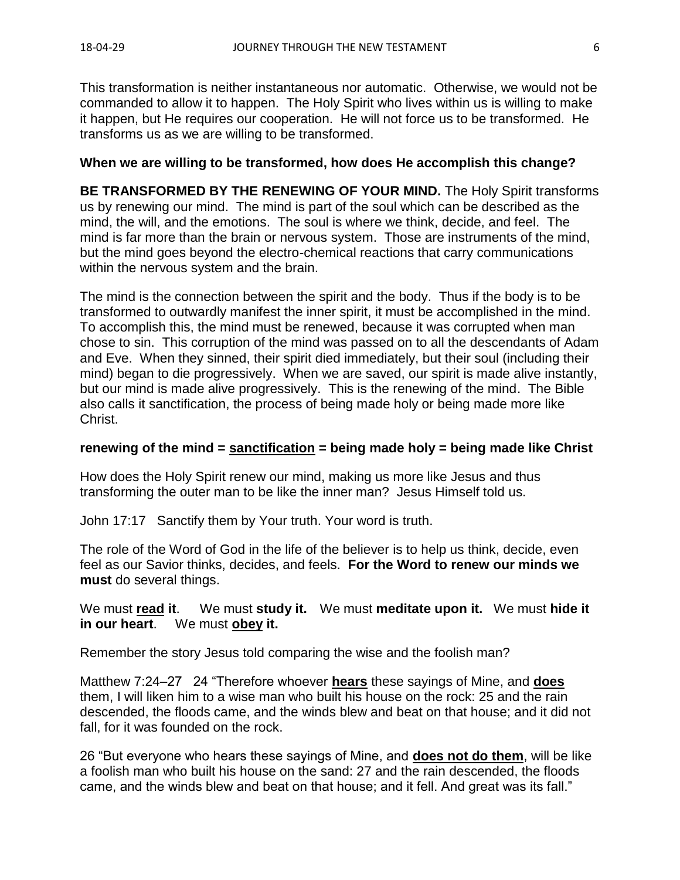This transformation is neither instantaneous nor automatic. Otherwise, we would not be commanded to allow it to happen. The Holy Spirit who lives within us is willing to make it happen, but He requires our cooperation. He will not force us to be transformed. He transforms us as we are willing to be transformed.

**When we are willing to be transformed, how does He accomplish this change?**

**BE TRANSFORMED BY THE RENEWING OF YOUR MIND.** The Holy Spirit transforms us by renewing our mind. The mind is part of the soul which can be described as the mind, the will, and the emotions. The soul is where we think, decide, and feel. The mind is far more than the brain or nervous system. Those are instruments of the mind, but the mind goes beyond the electro-chemical reactions that carry communications within the nervous system and the brain.

The mind is the connection between the spirit and the body. Thus if the body is to be transformed to outwardly manifest the inner spirit, it must be accomplished in the mind. To accomplish this, the mind must be renewed, because it was corrupted when man chose to sin. This corruption of the mind was passed on to all the descendants of Adam and Eve. When they sinned, their spirit died immediately, but their soul (including their mind) began to die progressively. When we are saved, our spirit is made alive instantly, but our mind is made alive progressively. This is the renewing of the mind. The Bible also calls it sanctification, the process of being made holy or being made more like Christ.

**renewing of the mind = <u>sanctification</u> = being made holy = being made like Christ**

How does the Holy Spirit renew our mind, making us more like Jesus and thus transforming the outer man to be like the inner man? Jesus Himself told us.

John 17:17 Sanctify them by Your truth. Your word is truth.

The role of the Word of God in the life of the believer is to help us think, decide, even feel as our Savior thinks, decides, and feels. **For the Word to renew our minds we must** do several things.

We must **<u>read</u> it**. We must **study it.** We must **meditate upon it.** We must **hide it in our heart**. We must **<u>obey</u> it.**

Remember the story Jesus told comparing the wise and the foolish man?

Matthew 7:24–27 24 "Therefore whoever **<u>hears</u>** these sayings of Mine, and **<u>does</u>** them, I will liken him to a wise man who built his house on the rock: 25 and the rain descended, the floods came, and the winds blew and beat on that house; and it did not fall, for it was founded on the rock.

26 "But everyone who hears these sayings of Mine, and **<u>does not do them</u>**, will be like a foolish man who built his house on the sand: 27 and the rain descended, the floods came, and the winds blew and beat on that house; and it fell. And great was its fall."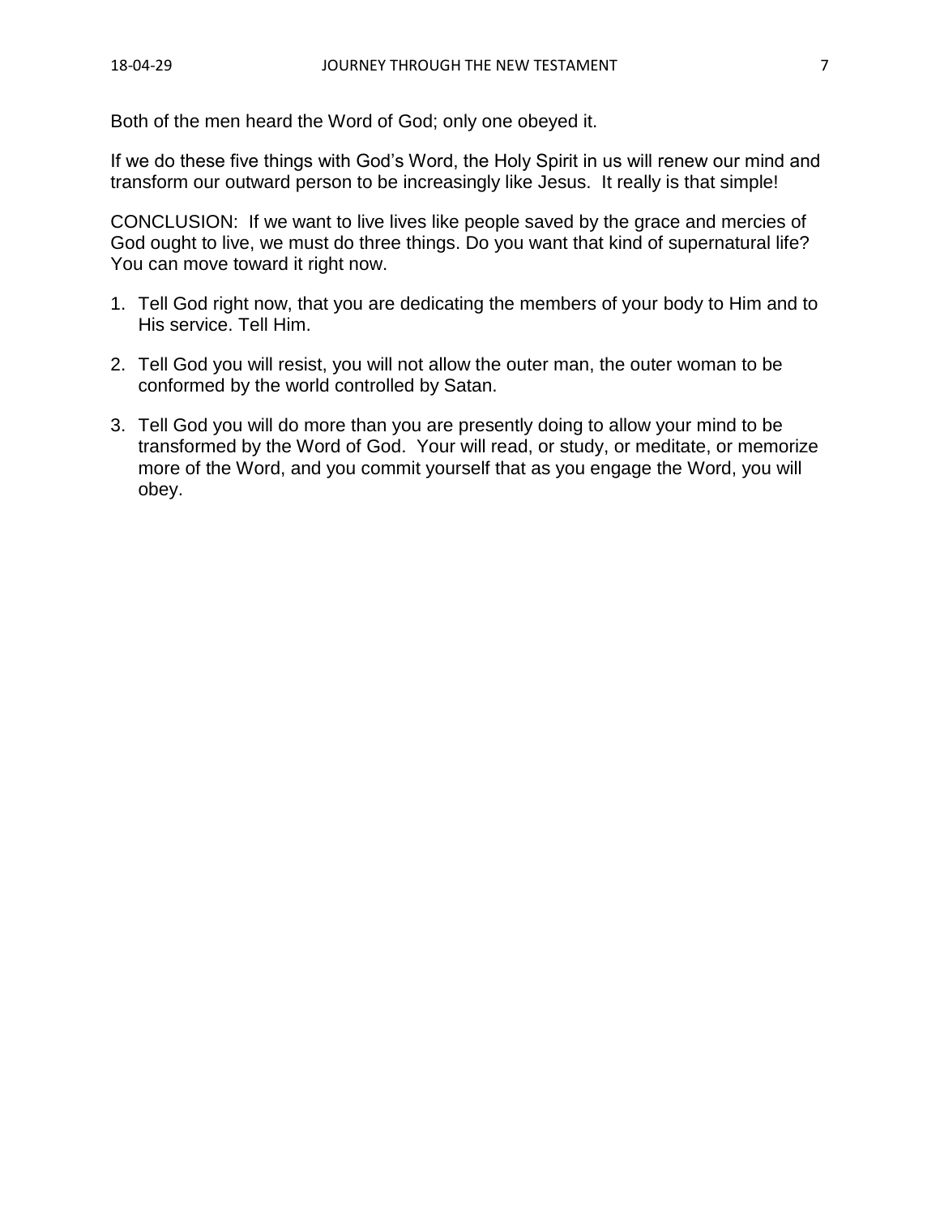Both of the men heard the Word of God; only one obeyed it.

If we do these five things with God's Word, the Holy Spirit in us will renew our mind and transform our outward person to be increasingly like Jesus. It really is that simple!

CONCLUSION: If we want to live lives like people saved by the grace and mercies of God ought to live, we must do three things. Do you want that kind of supernatural life? You can move toward it right now.

1. Tell God right now, that you are dedicating the members of your body to Him and to His service. Tell Him.

2. Tell God you will resist, you will not allow the outer man, the outer woman to be conformed by the world controlled by Satan.

3. Tell God you will do more than you are presently doing to allow your mind to be transformed by the Word of God. Your will read, or study, or meditate, or memorize more of the Word, and you commit yourself that as you engage the Word, you will obey.